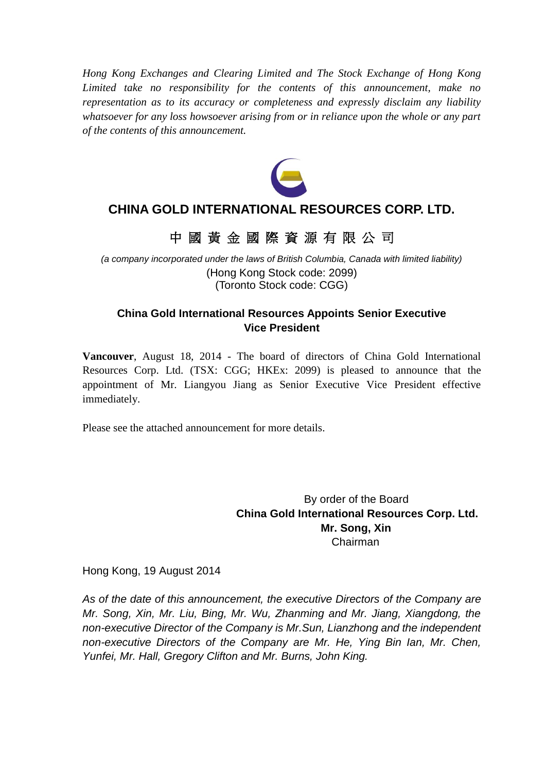*Hong Kong Exchanges and Clearing Limited and The Stock Exchange of Hong Kong Limited take no responsibility for the contents of this announcement, make no representation as to its accuracy or completeness and expressly disclaim any liability whatsoever for any loss howsoever arising from or in reliance upon the whole or any part of the contents of this announcement.*

# CHINA GOLD INTERNATIONAL RESOURCES CORP. LTD.

# 中 國 黃 金 國 際 資 源 有 限 公 司

*(a company incorporated under the laws of British Columbia, Canada with limited liability)*
(Hong Kong Stock code: 2099)
(Toronto Stock code: CGG)

## China Gold International Resources Appoints Senior Executive Vice President

**Vancouver**, August 18, 2014 - The board of directors of China Gold International Resources Corp. Ltd. (TSX: CGG; HKEx: 2099) is pleased to announce that the appointment of Mr. Liangyou Jiang as Senior Executive Vice President effective immediately.

Please see the attached announcement for more details.

By order of the Board
**China Gold International Resources Corp. Ltd.**
**Mr. Song, Xin**
Chairman

Hong Kong, 19 August 2014

*As of the date of this announcement, the executive Directors of the Company are Mr. Song, Xin, Mr. Liu, Bing, Mr. Wu, Zhanming and Mr. Jiang, Xiangdong, the non-executive Director of the Company is Mr.Sun, Lianzhong and the independent non-executive Directors of the Company are Mr. He, Ying Bin Ian, Mr. Chen, Yunfei, Mr. Hall, Gregory Clifton and Mr. Burns, John King.*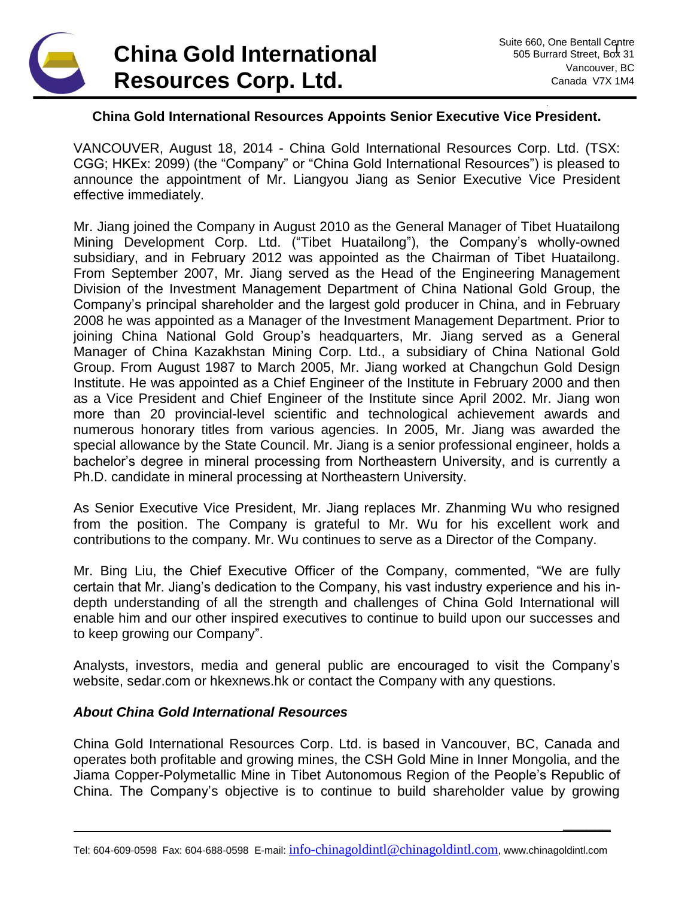# China Gold International Resources Corp. Ltd.

Suite 660, One Bentall Centre
505 Burrard Street, Box 31
Vancouver, BC
Canada V7X 1M4

**China Gold International Resources Appoints Senior Executive Vice President.**

VANCOUVER, August 18, 2014 - China Gold International Resources Corp. Ltd. (TSX: CGG; HKEx: 2099) (the "Company" or "China Gold International Resources") is pleased to announce the appointment of Mr. Liangyou Jiang as Senior Executive Vice President effective immediately.

Mr. Jiang joined the Company in August 2010 as the General Manager of Tibet Huatailong Mining Development Corp. Ltd. ("Tibet Huatailong"), the Company's wholly-owned subsidiary, and in February 2012 was appointed as the Chairman of Tibet Huatailong. From September 2007, Mr. Jiang served as the Head of the Engineering Management Division of the Investment Management Department of China National Gold Group, the Company's principal shareholder and the largest gold producer in China, and in February 2008 he was appointed as a Manager of the Investment Management Department. Prior to joining China National Gold Group's headquarters, Mr. Jiang served as a General Manager of China Kazakhstan Mining Corp. Ltd., a subsidiary of China National Gold Group. From August 1987 to March 2005, Mr. Jiang worked at Changchun Gold Design Institute. He was appointed as a Chief Engineer of the Institute in February 2000 and then as a Vice President and Chief Engineer of the Institute since April 2002. Mr. Jiang won more than 20 provincial-level scientific and technological achievement awards and numerous honorary titles from various agencies. In 2005, Mr. Jiang was awarded the special allowance by the State Council. Mr. Jiang is a senior professional engineer, holds a bachelor's degree in mineral processing from Northeastern University, and is currently a Ph.D. candidate in mineral processing at Northeastern University.

As Senior Executive Vice President, Mr. Jiang replaces Mr. Zhanming Wu who resigned from the position. The Company is grateful to Mr. Wu for his excellent work and contributions to the company. Mr. Wu continues to serve as a Director of the Company.

Mr. Bing Liu, the Chief Executive Officer of the Company, commented, "We are fully certain that Mr. Jiang's dedication to the Company, his vast industry experience and his in-depth understanding of all the strength and challenges of China Gold International will enable him and our other inspired executives to continue to build upon our successes and to keep growing our Company".

Analysts, investors, media and general public are encouraged to visit the Company's website, sedar.com or hkexnews.hk or contact the Company with any questions.

***About China Gold International Resources***

China Gold International Resources Corp. Ltd. is based in Vancouver, BC, Canada and operates both profitable and growing mines, the CSH Gold Mine in Inner Mongolia, and the Jiama Copper-Polymetallic Mine in Tibet Autonomous Region of the People's Republic of China. The Company's objective is to continue to build shareholder value by growing

Tel: 604-609-0598 Fax: 604-688-0598 E-mail: info-chinagoldintl@chinagoldintl.com, www.chinagoldintl.com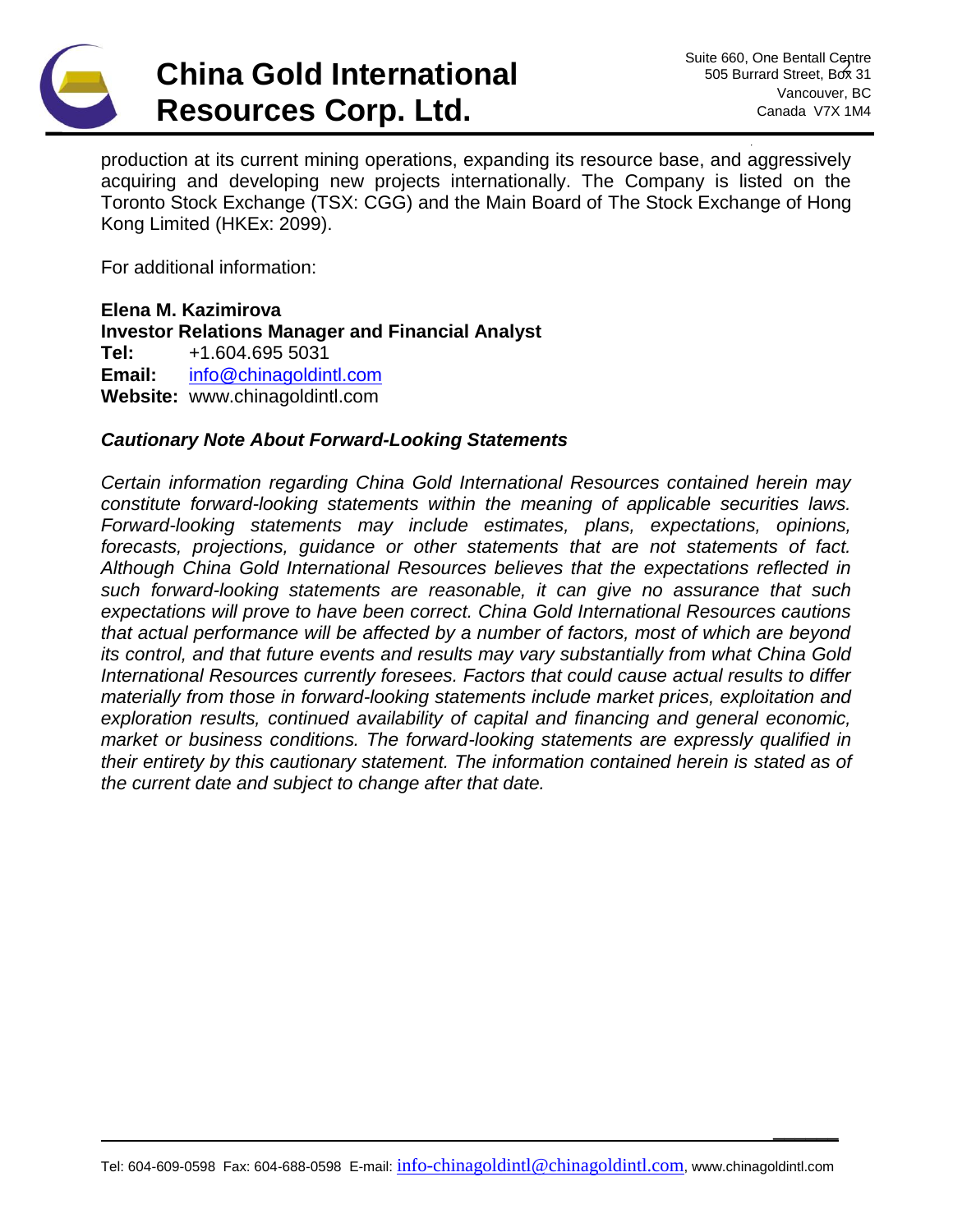production at its current mining operations, expanding its resource base, and aggressively acquiring and developing new projects internationally. The Company is listed on the Toronto Stock Exchange (TSX: CGG) and the Main Board of The Stock Exchange of Hong Kong Limited (HKEx: 2099).

For additional information:

**Elena M. Kazimirova**
**Investor Relations Manager and Financial Analyst**
**Tel:** +1.604.695 5031
**Email:** info@chinagoldintl.com
**Website:** www.chinagoldintl.com

***Cautionary Note About Forward-Looking Statements***

*Certain information regarding China Gold International Resources contained herein may constitute forward-looking statements within the meaning of applicable securities laws. Forward-looking statements may include estimates, plans, expectations, opinions, forecasts, projections, guidance or other statements that are not statements of fact. Although China Gold International Resources believes that the expectations reflected in such forward-looking statements are reasonable, it can give no assurance that such expectations will prove to have been correct. China Gold International Resources cautions that actual performance will be affected by a number of factors, most of which are beyond its control, and that future events and results may vary substantially from what China Gold International Resources currently foresees. Factors that could cause actual results to differ materially from those in forward-looking statements include market prices, exploitation and exploration results, continued availability of capital and financing and general economic, market or business conditions. The forward-looking statements are expressly qualified in their entirety by this cautionary statement. The information contained herein is stated as of the current date and subject to change after that date.*